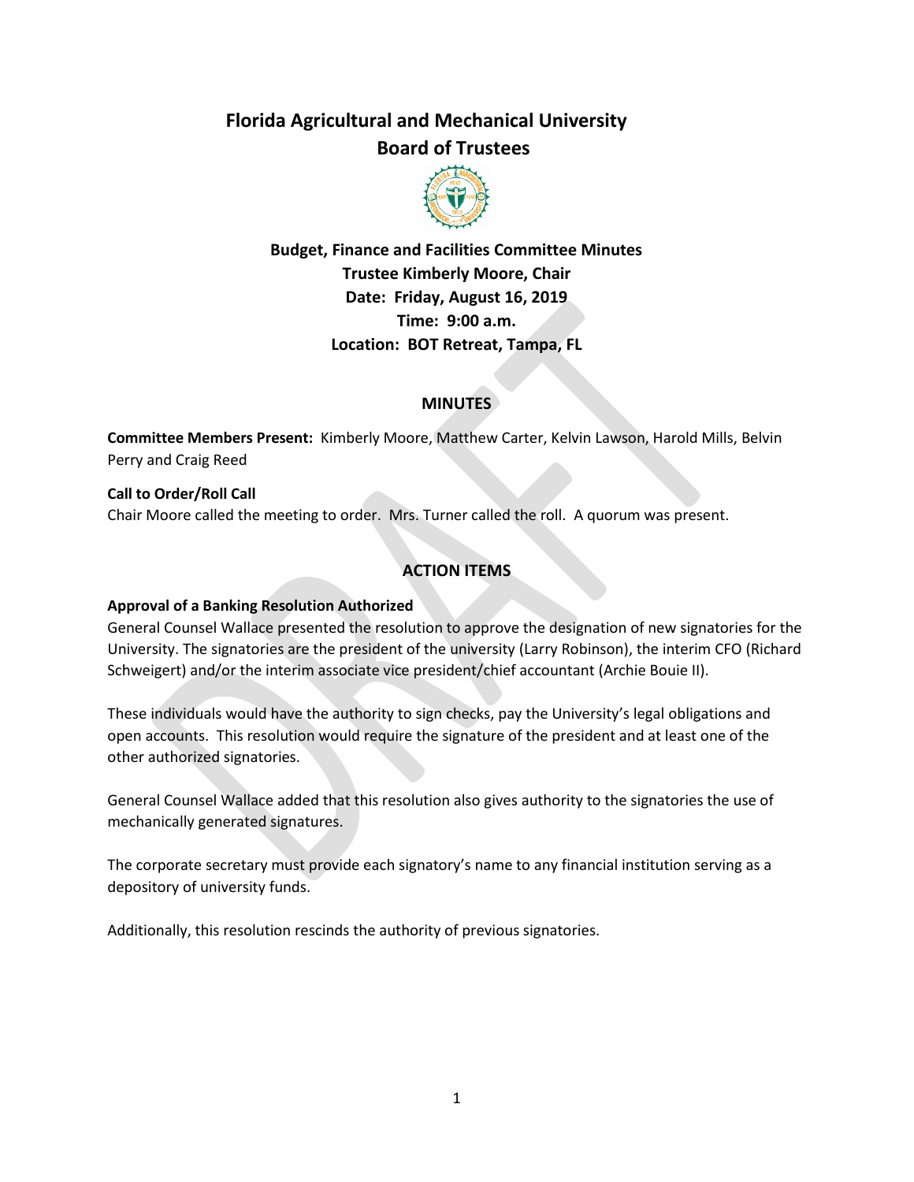# Florida Agricultural and Mechanical University
# Board of Trustees

**Budget, Finance and Facilities Committee Minutes**
**Trustee Kimberly Moore, Chair**
**Date: Friday, August 16, 2019**
**Time: 9:00 a.m.**
**Location: BOT Retreat, Tampa, FL**

## MINUTES

**Committee Members Present:** Kimberly Moore, Matthew Carter, Kelvin Lawson, Harold Mills, Belvin Perry and Craig Reed

**Call to Order/Roll Call**
Chair Moore called the meeting to order. Mrs. Turner called the roll. A quorum was present.

## ACTION ITEMS

**Approval of a Banking Resolution Authorized**
General Counsel Wallace presented the resolution to approve the designation of new signatories for the University. The signatories are the president of the university (Larry Robinson), the interim CFO (Richard Schweigert) and/or the interim associate vice president/chief accountant (Archie Bouie II).

These individuals would have the authority to sign checks, pay the University's legal obligations and open accounts. This resolution would require the signature of the president and at least one of the other authorized signatories.

General Counsel Wallace added that this resolution also gives authority to the signatories the use of mechanically generated signatures.

The corporate secretary must provide each signatory's name to any financial institution serving as a depository of university funds.

Additionally, this resolution rescinds the authority of previous signatories.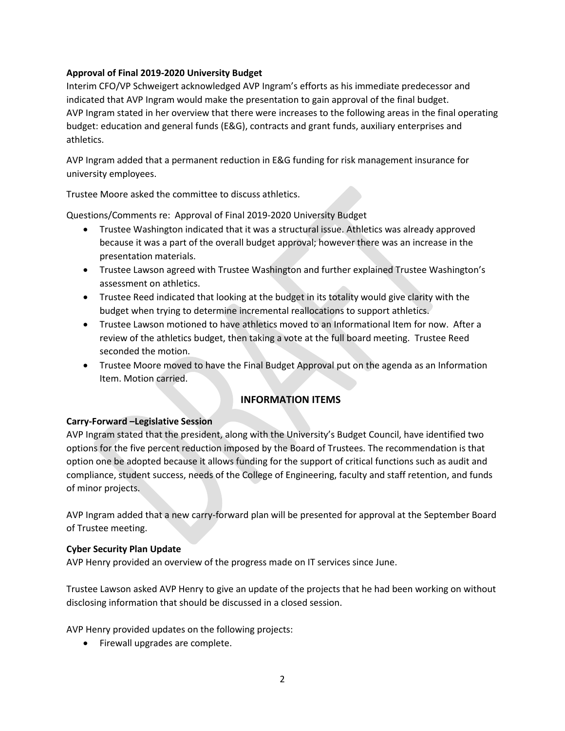**Approval of Final 2019-2020 University Budget**

Interim CFO/VP Schweigert acknowledged AVP Ingram's efforts as his immediate predecessor and indicated that AVP Ingram would make the presentation to gain approval of the final budget. AVP Ingram stated in her overview that there were increases to the following areas in the final operating budget: education and general funds (E&G), contracts and grant funds, auxiliary enterprises and athletics.

AVP Ingram added that a permanent reduction in E&G funding for risk management insurance for university employees.

Trustee Moore asked the committee to discuss athletics.

Questions/Comments re: Approval of Final 2019-2020 University Budget

- Trustee Washington indicated that it was a structural issue. Athletics was already approved because it was a part of the overall budget approval; however there was an increase in the presentation materials.
- Trustee Lawson agreed with Trustee Washington and further explained Trustee Washington's assessment on athletics.
- Trustee Reed indicated that looking at the budget in its totality would give clarity with the budget when trying to determine incremental reallocations to support athletics.
- Trustee Lawson motioned to have athletics moved to an Informational Item for now. After a review of the athletics budget, then taking a vote at the full board meeting. Trustee Reed seconded the motion.
- Trustee Moore moved to have the Final Budget Approval put on the agenda as an Information Item. Motion carried.

## INFORMATION ITEMS

**Carry-Forward –Legislative Session**

AVP Ingram stated that the president, along with the University's Budget Council, have identified two options for the five percent reduction imposed by the Board of Trustees. The recommendation is that option one be adopted because it allows funding for the support of critical functions such as audit and compliance, student success, needs of the College of Engineering, faculty and staff retention, and funds of minor projects.

AVP Ingram added that a new carry-forward plan will be presented for approval at the September Board of Trustee meeting.

**Cyber Security Plan Update**

AVP Henry provided an overview of the progress made on IT services since June.

Trustee Lawson asked AVP Henry to give an update of the projects that he had been working on without disclosing information that should be discussed in a closed session.

AVP Henry provided updates on the following projects:

- Firewall upgrades are complete.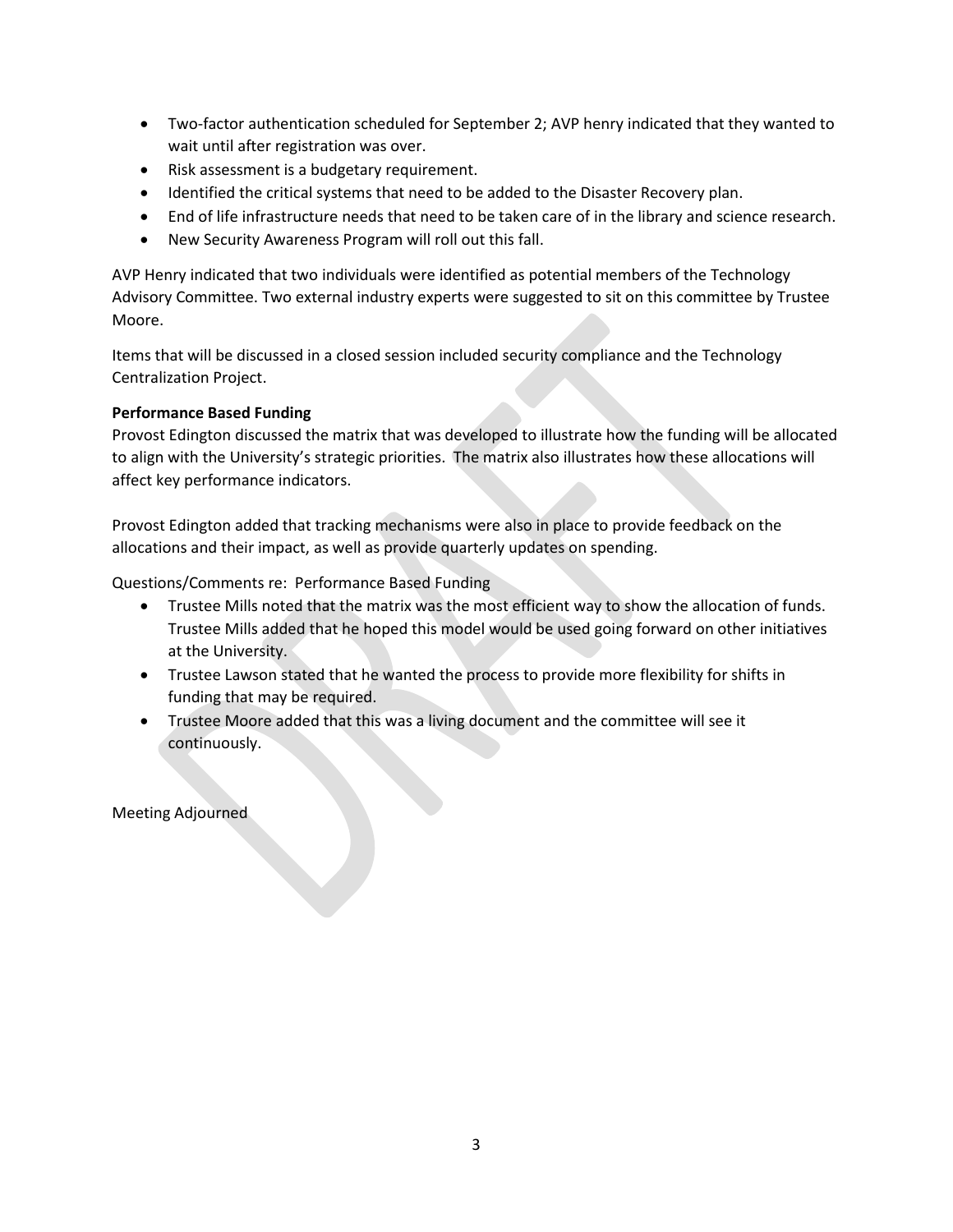- Two-factor authentication scheduled for September 2; AVP henry indicated that they wanted to wait until after registration was over.
- Risk assessment is a budgetary requirement.
- Identified the critical systems that need to be added to the Disaster Recovery plan.
- End of life infrastructure needs that need to be taken care of in the library and science research.
- New Security Awareness Program will roll out this fall.

AVP Henry indicated that two individuals were identified as potential members of the Technology Advisory Committee. Two external industry experts were suggested to sit on this committee by Trustee Moore.

Items that will be discussed in a closed session included security compliance and the Technology Centralization Project.

**Performance Based Funding**

Provost Edington discussed the matrix that was developed to illustrate how the funding will be allocated to align with the University's strategic priorities. The matrix also illustrates how these allocations will affect key performance indicators.

Provost Edington added that tracking mechanisms were also in place to provide feedback on the allocations and their impact, as well as provide quarterly updates on spending.

Questions/Comments re: Performance Based Funding

- Trustee Mills noted that the matrix was the most efficient way to show the allocation of funds. Trustee Mills added that he hoped this model would be used going forward on other initiatives at the University.
- Trustee Lawson stated that he wanted the process to provide more flexibility for shifts in funding that may be required.
- Trustee Moore added that this was a living document and the committee will see it continuously.

Meeting Adjourned